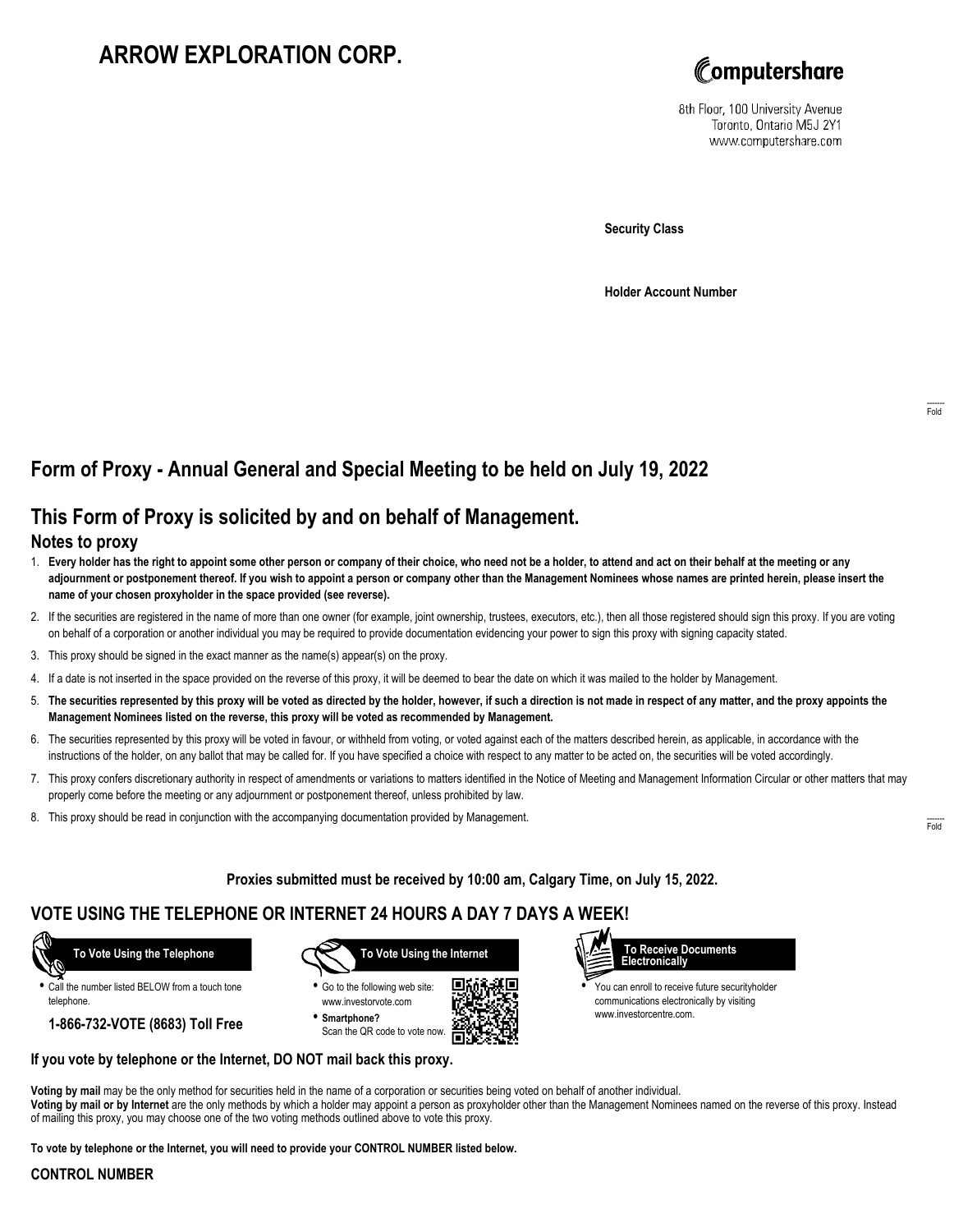# ARROW EXPLORATION CORP.

Computershare

8th Floor, 100 University Avenue
Toronto, Ontario M5J 2Y1
www.computershare.com

**Security Class**

**Holder Account Number**

## Form of Proxy - Annual General and Special Meeting to be held on July 19, 2022

## This Form of Proxy is solicited by and on behalf of Management.

### Notes to proxy

1. **Every holder has the right to appoint some other person or company of their choice, who need not be a holder, to attend and act on their behalf at the meeting or any adjournment or postponement thereof. If you wish to appoint a person or company other than the Management Nominees whose names are printed herein, please insert the name of your chosen proxyholder in the space provided (see reverse).**
2. If the securities are registered in the name of more than one owner (for example, joint ownership, trustees, executors, etc.), then all those registered should sign this proxy. If you are voting on behalf of a corporation or another individual you may be required to provide documentation evidencing your power to sign this proxy with signing capacity stated.
3. This proxy should be signed in the exact manner as the name(s) appear(s) on the proxy.
4. If a date is not inserted in the space provided on the reverse of this proxy, it will be deemed to bear the date on which it was mailed to the holder by Management.
5. **The securities represented by this proxy will be voted as directed by the holder, however, if such a direction is not made in respect of any matter, and the proxy appoints the Management Nominees listed on the reverse, this proxy will be voted as recommended by Management.**
6. The securities represented by this proxy will be voted in favour, or withheld from voting, or voted against each of the matters described herein, as applicable, in accordance with the instructions of the holder, on any ballot that may be called for. If you have specified a choice with respect to any matter to be acted on, the securities will be voted accordingly.
7. This proxy confers discretionary authority in respect of amendments or variations to matters identified in the Notice of Meeting and Management Information Circular or other matters that may properly come before the meeting or any adjournment or postponement thereof, unless prohibited by law.
8. This proxy should be read in conjunction with the accompanying documentation provided by Management.

**Proxies submitted must be received by 10:00 am, Calgary Time, on July 15, 2022.**

## VOTE USING THE TELEPHONE OR INTERNET 24 HOURS A DAY 7 DAYS A WEEK!

**To Vote Using the Telephone**

- Call the number listed BELOW from a touch tone telephone.

**1-866-732-VOTE (8683) Toll Free**

**To Vote Using the Internet**

- Go to the following web site: www.investorvote.com
- **Smartphone?** Scan the QR code to vote now.

**To Receive Documents Electronically**

- You can enroll to receive future securityholder communications electronically by visiting www.investorcentre.com.

**If you vote by telephone or the Internet, DO NOT mail back this proxy.**

**Voting by mail** may be the only method for securities held in the name of a corporation or securities being voted on behalf of another individual.
**Voting by mail or by Internet** are the only methods by which a holder may appoint a person as proxyholder other than the Management Nominees named on the reverse of this proxy. Instead of mailing this proxy, you may choose one of the two voting methods outlined above to vote this proxy.

**To vote by telephone or the Internet, you will need to provide your CONTROL NUMBER listed below.**

**CONTROL NUMBER**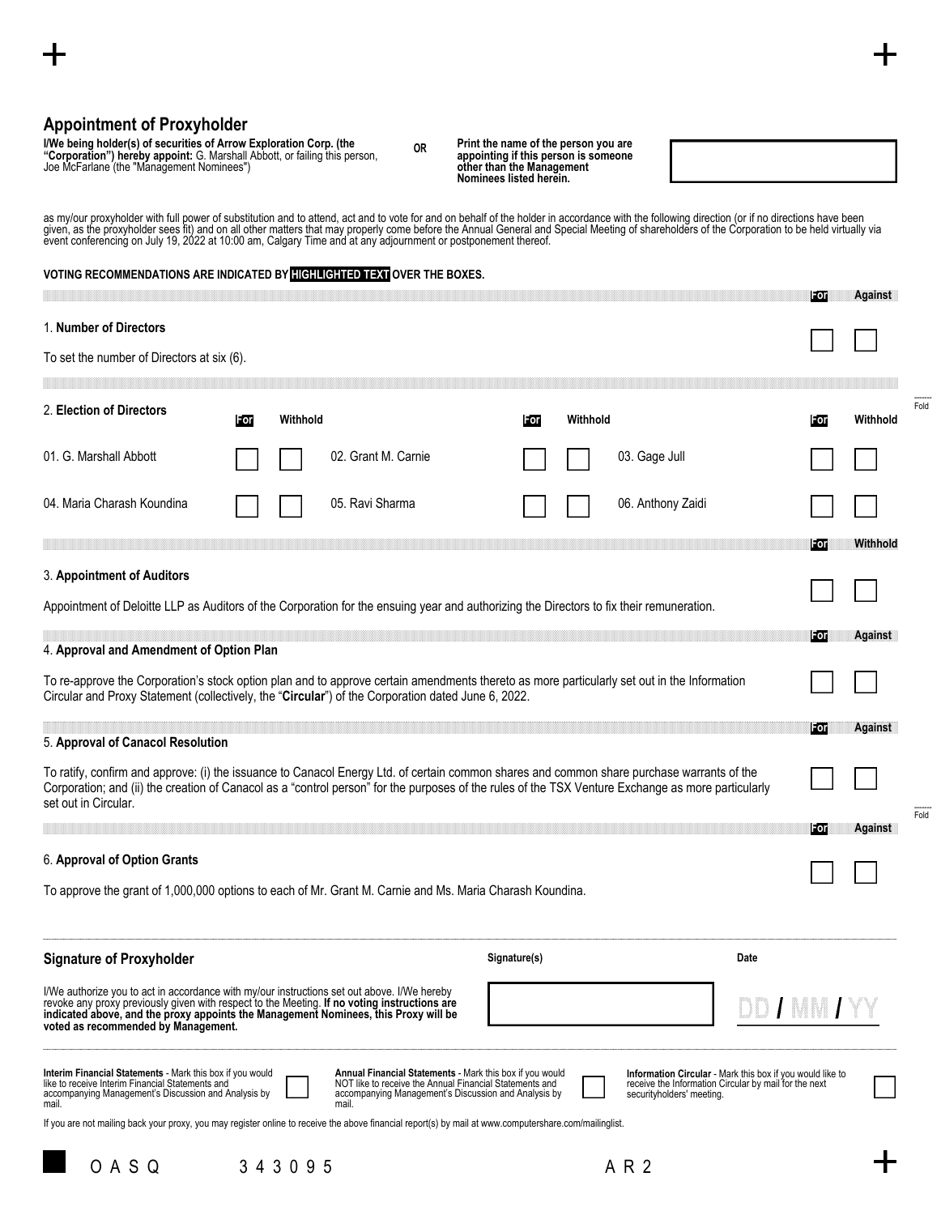## Appointment of Proxyholder

**I/We being holder(s) of securities of Arrow Exploration Corp. (the "Corporation") hereby appoint:** G. Marshall Abbott, or failing this person, Joe McFarlane (the "Management Nominees")

**OR**

**Print the name of the person you are appointing if this person is someone other than the Management Nominees listed herein.**

as my/our proxyholder with full power of substitution and to attend, act and to vote for and on behalf of the holder in accordance with the following direction (or if no directions have been given, as the proxyholder sees fit) and on all other matters that may properly come before the Annual General and Special Meeting of shareholders of the Corporation to be held virtually via event conferencing on July 19, 2022 at 10:00 am, Calgary Time and at any adjournment or postponement thereof.

**VOTING RECOMMENDATIONS ARE INDICATED BY HIGHLIGHTED TEXT OVER THE BOXES.**

| | For | Against |
|---|---|---|
| 1. **Number of Directors**<br>To set the number of Directors at six (6). | ☐ | ☐ |

2. **Election of Directors**

| | For | Withhold | | For | Withhold | | For | Withhold |
|---|---|---|---|---|---|---|---|---|
| 01. G. Marshall Abbott | ☐ | ☐ | 02. Grant M. Carnie | ☐ | ☐ | 03. Gage Jull | ☐ | ☐ |
| 04. Maria Charash Koundina | ☐ | ☐ | 05. Ravi Sharma | ☐ | ☐ | 06. Anthony Zaidi | ☐ | ☐ |

| | For | Withhold |
|---|---|---|
| 3. **Appointment of Auditors**<br>Appointment of Deloitte LLP as Auditors of the Corporation for the ensuing year and authorizing the Directors to fix their remuneration. | ☐ | ☐ |

| | For | Against |
|---|---|---|
| 4. **Approval and Amendment of Option Plan**<br>To re-approve the Corporation's stock option plan and to approve certain amendments thereto as more particularly set out in the Information Circular and Proxy Statement (collectively, the "**Circular**") of the Corporation dated June 6, 2022. | ☐ | ☐ |
| 5. **Approval of Canacol Resolution**<br>To ratify, confirm and approve: (i) the issuance to Canacol Energy Ltd. of certain common shares and common share purchase warrants of the Corporation; and (ii) the creation of Canacol as a "control person" for the purposes of the rules of the TSX Venture Exchange as more particularly set out in Circular. | ☐ | ☐ |
| 6. **Approval of Option Grants**<br>To approve the grant of 1,000,000 options to each of Mr. Grant M. Carnie and Ms. Maria Charash Koundina. | ☐ | ☐ |

## Signature of Proxyholder

I/We authorize you to act in accordance with my/our instructions set out above. I/We hereby revoke any proxy previously given with respect to the Meeting. **If no voting instructions are indicated above, and the proxy appoints the Management Nominees, this Proxy will be voted as recommended by Management.**

Signature(s)

Date

DD / MM / YY

**Interim Financial Statements** - Mark this box if you would like to receive Interim Financial Statements and accompanying Management's Discussion and Analysis by mail. ☐

**Annual Financial Statements** - Mark this box if you would NOT like to receive the Annual Financial Statements and accompanying Management's Discussion and Analysis by mail. ☐

**Information Circular** - Mark this box if you would like to receive the Information Circular by mail for the next securityholders' meeting. ☐

If you are not mailing back your proxy, you may register online to receive the above financial report(s) by mail at www.computershare.com/mailinglist.

O A S Q 3 4 3 0 9 5 A R 2